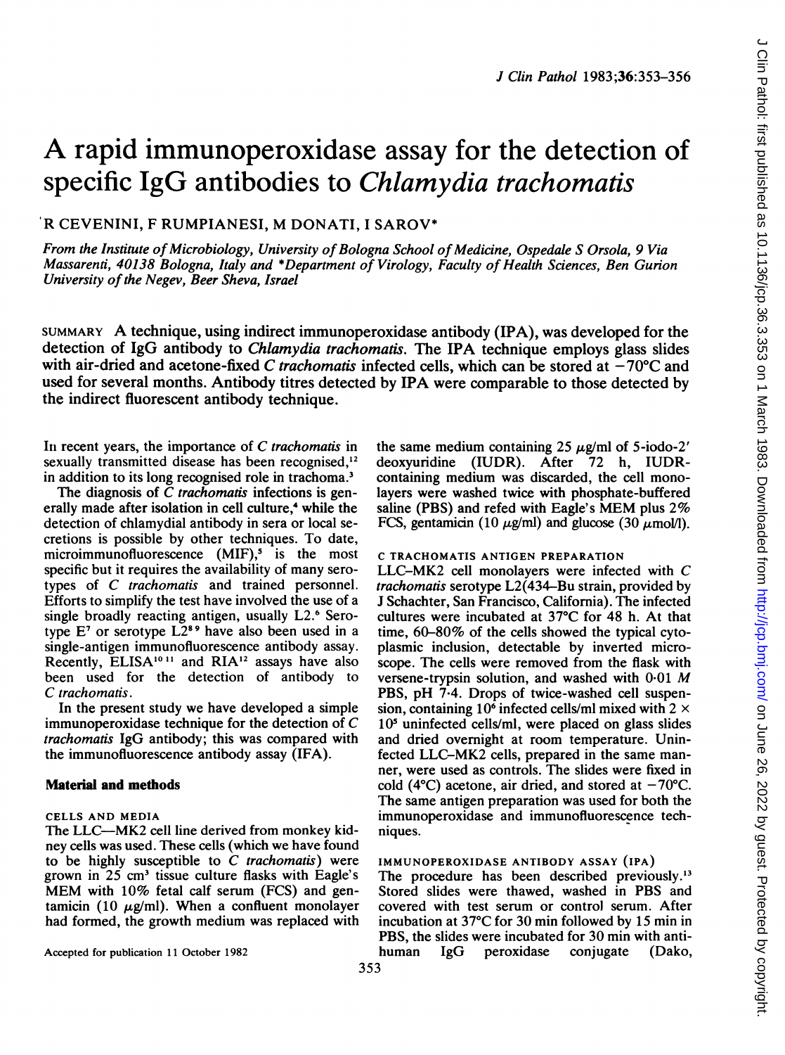# A rapid immunoperoxidase assay for the detection of specific IgG antibodies to *Chlamydia trachomatis*

R CEVENINI, F RUMPIANESI, M DONATI, I SAROV*

*From the Institute of Microbiology, University of Bologna School of Medicine, Ospedale S Orsola, 9 Via Massarenti, 40138 Bologna, Italy and \*Department of Virology, Faculty of Health Sciences, Ben Gurion University of the Negev, Beer Sheva, Israel*

SUMMARY A technique, using indirect immunoperoxidase antibody (IPA), was developed for the detection of IgG antibody to *Chlamydia trachomatis*. The IPA technique employs glass slides with air-dried and acetone-fixed *C trachomatis* infected cells, which can be stored at −70°C and used for several months. Antibody titres detected by IPA were comparable to those detected by the indirect fluorescent antibody technique.

In recent years, the importance of *C trachomatis* in sexually transmitted disease has been recognised,[1,2] in addition to its long recognised role in trachoma.[3]

The diagnosis of *C trachomatis* infections is generally made after isolation in cell culture,[4] while the detection of chlamydial antibody in sera or local secretions is possible by other techniques. To date, microimmunofluorescence (MIF),[5] is the most specific but it requires the availability of many serotypes of *C trachomatis* and trained personnel. Efforts to simplify the test have involved the use of a single broadly reacting antigen, usually L2.[6] Serotype E[7] or serotype L2[8,9] have also been used in a single-antigen immunofluorescence antibody assay. Recently, ELISA[10,11] and RIA[12] assays have also been used for the detection of antibody to *C trachomatis*.

In the present study we have developed a simple immunoperoxidase technique for the detection of *C trachomatis* IgG antibody; this was compared with the immunofluorescence antibody assay (IFA).

## Material and methods

### CELLS AND MEDIA

The LLC—MK2 cell line derived from monkey kidney cells was used. These cells (which we have found to be highly susceptible to *C trachomatis*) were grown in 25 cm³ tissue culture flasks with Eagle's MEM with 10% fetal calf serum (FCS) and gentamicin (10 μg/ml). When a confluent monolayer had formed, the growth medium was replaced with the same medium containing 25 μg/ml of 5-iodo-2′ deoxyuridine (IUDR). After 72 h, IUDR-containing medium was discarded, the cell monolayers were washed twice with phosphate-buffered saline (PBS) and refed with Eagle's MEM plus 2% FCS, gentamicin (10 μg/ml) and glucose (30 μmol/l).

### C TRACHOMATIS ANTIGEN PREPARATION

LLC-MK2 cell monolayers were infected with *C trachomatis* serotype L2(434–Bu strain, provided by J Schachter, San Francisco, California). The infected cultures were incubated at 37°C for 48 h. At that time, 60–80% of the cells showed the typical cytoplasmic inclusion, detectable by inverted microscope. The cells were removed from the flask with versene-trypsin solution, and washed with 0·01 *M* PBS, pH 7·4. Drops of twice-washed cell suspension, containing $10^6$ infected cells/ml mixed with $2 \times 10^5$ uninfected cells/ml, were placed on glass slides and dried overnight at room temperature. Uninfected LLC–MK2 cells, prepared in the same manner, were used as controls. The slides were fixed in cold (4°C) acetone, air dried, and stored at −70°C. The same antigen preparation was used for both the immunoperoxidase and immunofluorescence techniques.

### IMMUNOPEROXIDASE ANTIBODY ASSAY (IPA)

The procedure has been described previously.[13] Stored slides were thawed, washed in PBS and covered with test serum or control serum. After incubation at 37°C for 30 min followed by 15 min in PBS, the slides were incubated for 30 min with anti-human IgG peroxidase conjugate (Dako,

Accepted for publication 11 October 1982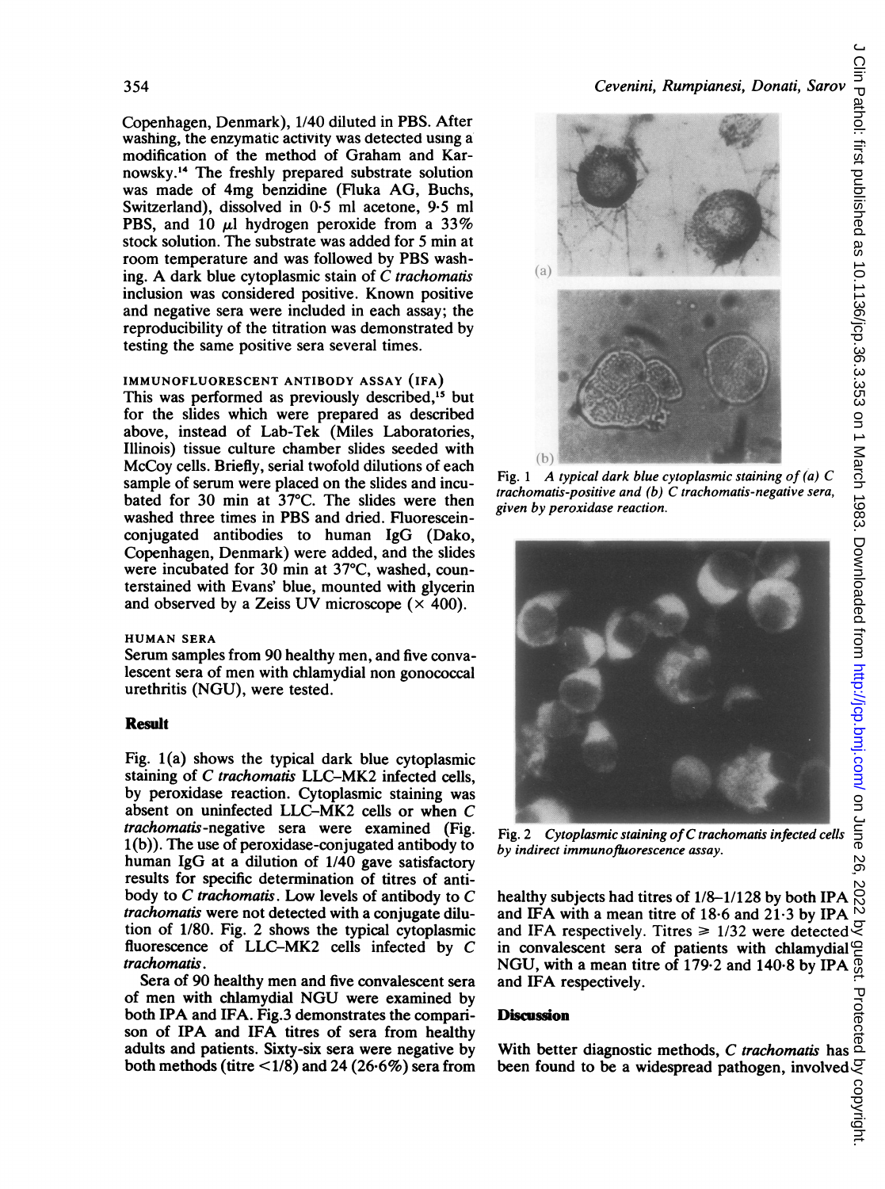Copenhagen, Denmark), 1/40 diluted in PBS. After washing, the enzymatic activity was detected using a modification of the method of Graham and Karnowsky.[14] The freshly prepared substrate solution was made of 4mg benzidine (Fluka AG, Buchs, Switzerland), dissolved in 0·5 ml acetone, 9·5 ml PBS, and 10 μl hydrogen peroxide from a 33% stock solution. The substrate was added for 5 min at room temperature and was followed by PBS washing. A dark blue cytoplasmic stain of *C trachomatis* inclusion was considered positive. Known positive and negative sera were included in each assay; the reproducibility of the titration was demonstrated by testing the same positive sera several times.

### IMMUNOFLUORESCENT ANTIBODY ASSAY (IFA)

This was performed as previously described,[15] but for the slides which were prepared as described above, instead of Lab-Tek (Miles Laboratories, Illinois) tissue culture chamber slides seeded with McCoy cells. Briefly, serial twofold dilutions of each sample of serum were placed on the slides and incubated for 30 min at 37°C. The slides were then washed three times in PBS and dried. Fluorescein-conjugated antibodies to human IgG (Dako, Copenhagen, Denmark) were added, and the slides were incubated for 30 min at 37°C, washed, counterstained with Evans' blue, mounted with glycerin and observed by a Zeiss UV microscope (× 400).

### HUMAN SERA

Serum samples from 90 healthy men, and five convalescent sera of men with chlamydial non gonococcal urethritis (NGU), were tested.

## Result

Fig. 1(a) shows the typical dark blue cytoplasmic staining of *C trachomatis* LLC–MK2 infected cells, by peroxidase reaction. Cytoplasmic staining was absent on uninfected LLC–MK2 cells or when *C trachomatis*-negative sera were examined (Fig. 1(b)). The use of peroxidase-conjugated antibody to human IgG at a dilution of 1/40 gave satisfactory results for specific determination of titres of antibody to *C trachomatis*. Low levels of antibody to *C trachomatis* were not detected with a conjugate dilution of 1/80. Fig. 2 shows the typical cytoplasmic fluorescence of LLC–MK2 cells infected by *C trachomatis*.

Sera of 90 healthy men and five convalescent sera of men with chlamydial NGU were examined by both IPA and IFA. Fig.3 demonstrates the comparison of IPA and IFA titres of sera from healthy adults and patients. Sixty-six sera were negative by both methods (titre <1/8) and 24 (26·6%) sera from healthy subjects had titres of 1/8–1/128 by both IPA and IFA with a mean titre of 18·6 and 21·3 by IPA and IFA respectively. Titres ≥ 1/32 were detected in convalescent sera of patients with chlamydial NGU, with a mean titre of 179·2 and 140·8 by IPA and IFA respectively.

Fig. 1 *A typical dark blue cytoplasmic staining of (a) C trachomatis-positive and (b) C trachomatis-negative sera, given by peroxidase reaction.*

Fig. 2 *Cytoplasmic staining of C trachomatis infected cells by indirect immunofluorescence assay.*

## Discussion

With better diagnostic methods, *C trachomatis* has been found to be a widespread pathogen, involved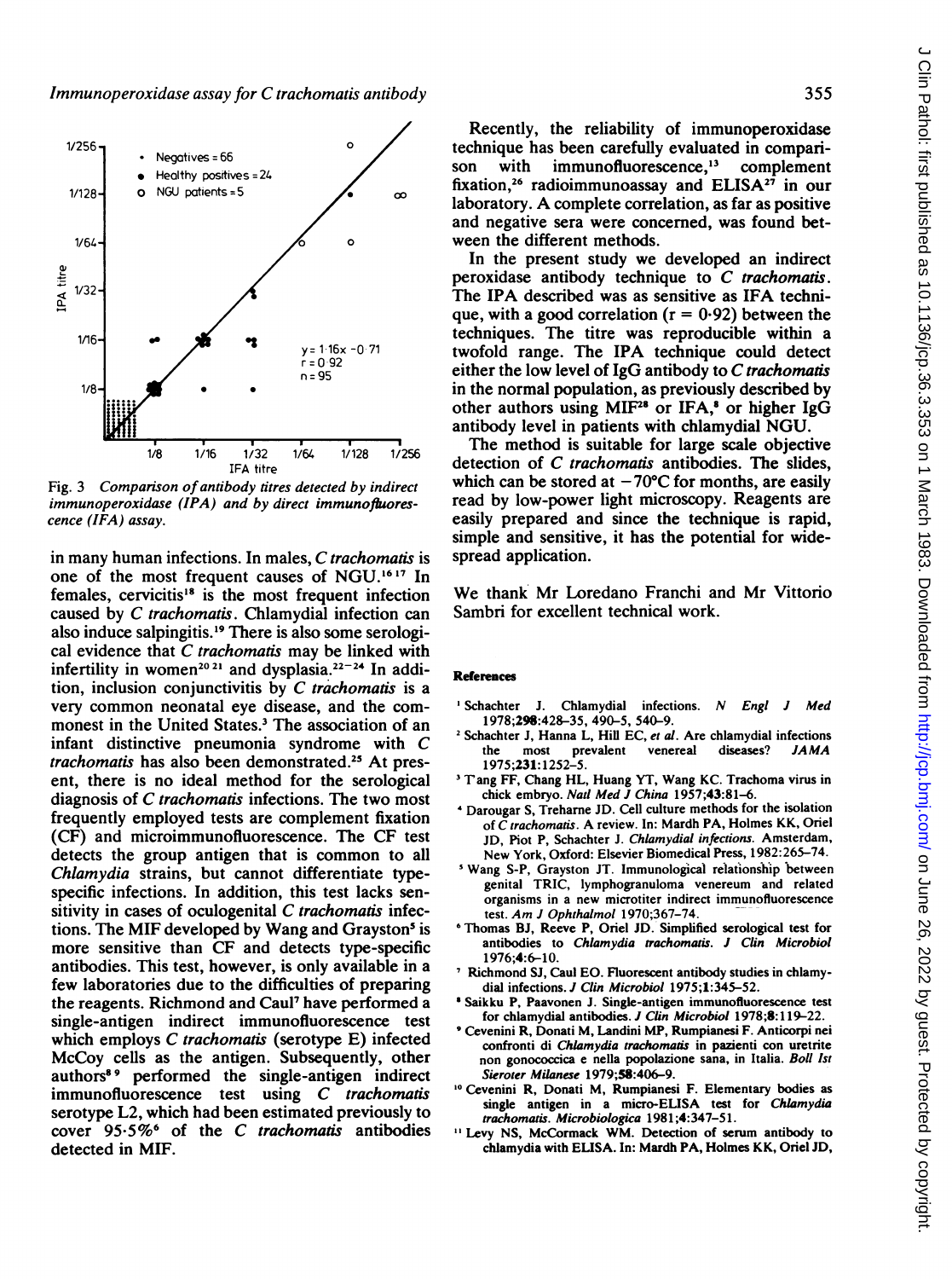Fig. 3 *Comparison of antibody titres detected by indirect immunoperoxidase (IPA) and by direct immunofluorescence (IFA) assay.*

in many human infections. In males, *C trachomatis* is one of the most frequent causes of NGU.[16 17] In females, cervicitis[18] is the most frequent infection caused by *C trachomatis*. Chlamydial infection can also induce salpingitis.[19] There is also some serological evidence that *C trachomatis* may be linked with infertility in women[20 21] and dysplasia.[22-24] In addition, inclusion conjunctivitis by *C trachomatis* is a very common neonatal eye disease, and the commonest in the United States.[3] The association of an infant distinctive pneumonia syndrome with *C trachomatis* has also been demonstrated.[25] At present, there is no ideal method for the serological diagnosis of *C trachomatis* infections. The two most frequently employed tests are complement fixation (CF) and microimmunofluorescence. The CF test detects the group antigen that is common to all *Chlamydia* strains, but cannot differentiate type-specific infections. In addition, this test lacks sensitivity in cases of oculogenital *C trachomatis* infections. The MIF developed by Wang and Grayston[5] is more sensitive than CF and detects type-specific antibodies. This test, however, is only available in a few laboratories due to the difficulties of preparing the reagents. Richmond and Caul[7] have performed a single-antigen indirect immunofluorescence test which employs *C trachomatis* (serotype E) infected McCoy cells as the antigen. Subsequently, other authors[8 9] performed the single-antigen indirect immunofluorescence test using *C trachomatis* serotype L2, which had been estimated previously to cover 95·5%[6] of the *C trachomatis* antibodies detected in MIF.

Recently, the reliability of immunoperoxidase technique has been carefully evaluated in comparison with immunofluorescence,[13] complement fixation,[26] radioimmunoassay and ELISA[27] in our laboratory. A complete correlation, as far as positive and negative sera were concerned, was found between the different methods.

In the present study we developed an indirect peroxidase antibody technique to *C trachomatis*. The IPA described was as sensitive as IFA technique, with a good correlation ($r = 0·92$) between the techniques. The titre was reproducible within a twofold range. The IPA technique could detect either the low level of IgG antibody to *C trachomatis* in the normal population, as previously described by other authors using MIF[28] or IFA,[8] or higher IgG antibody level in patients with chlamydial NGU.

The method is suitable for large scale objective detection of *C trachomatis* antibodies. The slides, which can be stored at $-70°C$ for months, are easily read by low-power light microscopy. Reagents are easily prepared and since the technique is rapid, simple and sensitive, it has the potential for widespread application.

We thank Mr Loredano Franchi and Mr Vittorio Sambri for excellent technical work.

## References

1. Schachter J. Chlamydial infections. *N Engl J Med* 1978;**298**:428–35, 490–5, 540–9.
2. Schachter J, Hanna L, Hill EC, *et al*. Are chlamydial infections the most prevalent venereal diseases? *JAMA* 1975;**231**:1252–5.
3. T'ang FF, Chang HL, Huang YT, Wang KC. Trachoma virus in chick embryo. *Natl Med J China* 1957;**43**:81–6.
4. Darougar S, Treharne JD. Cell culture methods for the isolation of *C trachomatis*. A review. In: Mardh PA, Holmes KK, Oriel JD, Piot P, Schachter J. *Chlamydial infections*. Amsterdam, New York, Oxford: Elsevier Biomedical Press, 1982:265–74.
5. Wang S-P, Grayston JT. Immunological relationship between genital TRIC, lymphogranuloma venereum and related organisms in a new microtiter indirect immunofluorescence test. *Am J Ophthalmol* 1970;367–74.
6. Thomas BJ, Reeve P, Oriel JD. Simplified serological test for antibodies to *Chlamydia trachomatis*. *J Clin Microbiol* 1976;**4**:6–10.
7. Richmond SJ, Caul EO. Fluorescent antibody studies in chlamydial infections. *J Clin Microbiol* 1975;**1**:345–52.
8. Saikku P, Paavonen J. Single-antigen immunofluorescence test for chlamydial antibodies. *J Clin Microbiol* 1978;**8**:119–22.
9. Cevenini R, Donati M, Landini MP, Rumpianesi F. Anticorpi nei confronti di *Chlamydia trachomatis* in pazienti con uretrite non gonococcica e nella popolazione sana, in Italia. *Boll Ist Sieroter Milanese* 1979;**58**:406–9.
10. Cevenini R, Donati M, Rumpianesi F. Elementary bodies as single antigen in a micro-ELISA test for *Chlamydia trachomatis*. *Microbiologica* 1981;**4**:347–51.
11. Levy NS, McCormack WM. Detection of serum antibody to chlamydia with ELISA. In: Mardh PA, Holmes KK, Oriel JD,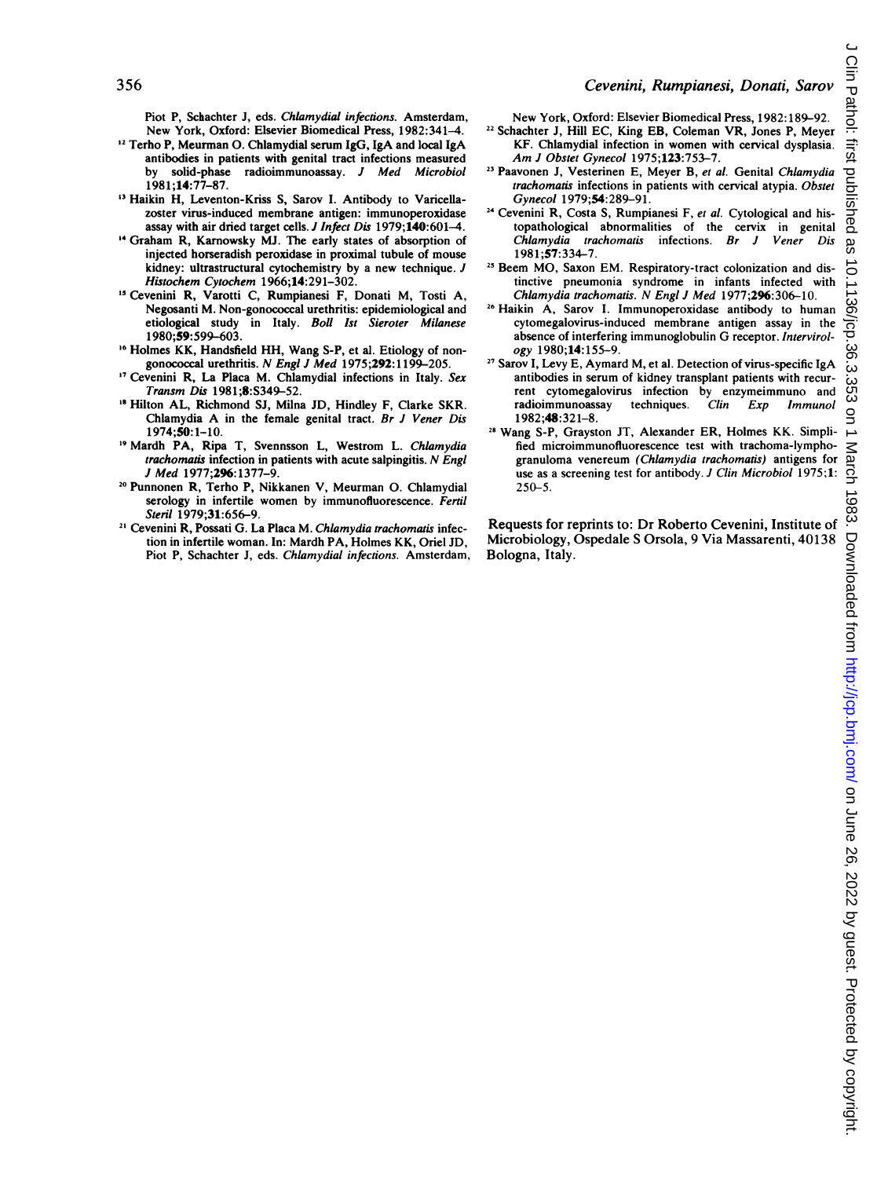Piot P, Schachter J, eds. *Chlamydial infections*. Amsterdam, New York, Oxford: Elsevier Biomedical Press, 1982:341–4.

[12] Terho P, Meurman O. Chlamydial serum IgG, IgA and local IgA antibodies in patients with genital tract infections measured by solid-phase radioimmunoassay. *J Med Microbiol* 1981;**14**:77–87.

[13] Haikin H, Leventon-Kriss S, Sarov I. Antibody to Varicella-zoster virus-induced membrane antigen: immunoperoxidase assay with air dried target cells. *J Infect Dis* 1979;**140**:601–4.

[14] Graham R, Karnowsky MJ. The early states of absorption of injected horseradish peroxidase in proximal tubule of mouse kidney: ultrastructural cytochemistry by a new technique. *J Histochem Cytochem* 1966;**14**:291–302.

[15] Cevenini R, Varotti C, Rumpianesi F, Donati M, Tosti A, Negosanti M. Non-gonococcal urethritis: epidemiological and etiological study in Italy. *Boll Ist Sieroter Milanese* 1980;**59**:599–603.

[16] Holmes KK, Handsfield HH, Wang S-P, et al. Etiology of non-gonococcal urethritis. *N Engl J Med* 1975;**292**:1199–205.

[17] Cevenini R, La Placa M. Chlamydial infections in Italy. *Sex Transm Dis* 1981;**8**:S349–52.

[18] Hilton AL, Richmond SJ, Milna JD, Hindley F, Clarke SKR. Chlamydia A in the female genital tract. *Br J Vener Dis* 1974;**50**:1–10.

[19] Mardh PA, Ripa T, Svennsson L, Westrom L. *Chlamydia trachomatis* infection in patients with acute salpingitis. *N Engl J Med* 1977;**296**:1377–9.

[20] Punnonen R, Terho P, Nikkanen V, Meurman O. Chlamydial serology in infertile women by immunofluorescence. *Fertil Steril* 1979;**31**:656–9.

[21] Cevenini R, Possati G. La Placa M. *Chlamydia trachomatis* infection in infertile woman. In: Mardh PA, Holmes KK, Oriel JD, Piot P, Schachter J, eds. *Chlamydial infections*. Amsterdam, New York, Oxford: Elsevier Biomedical Press, 1982:189–92.

[22] Schachter J, Hill EC, King EB, Coleman VR, Jones P, Meyer KF. Chlamydial infection in women with cervical dysplasia. *Am J Obstet Gynecol* 1975;**123**:753–7.

[23] Paavonen J, Vesterinen E, Meyer B, *et al*. Genital *Chlamydia trachomatis* infections in patients with cervical atypia. *Obstet Gynecol* 1979;**54**:289–91.

[24] Cevenini R, Costa S, Rumpianesi F, *et al*. Cytological and histopathological abnormalities of the cervix in genital *Chlamydia trachomatis* infections. *Br J Vener Dis* 1981;**57**:334–7.

[25] Beem MO, Saxon EM. Respiratory-tract colonization and distinctive pneumonia syndrome in infants infected with *Chlamydia trachomatis*. *N Engl J Med* 1977;**296**:306–10.

[26] Haikin A, Sarov I. Immunoperoxidase antibody to human cytomegalovirus-induced membrane antigen assay in the absence of interfering immunoglobulin G receptor. *Intervirology* 1980;**14**:155–9.

[27] Sarov I, Levy E, Aymard M, et al. Detection of virus-specific IgA antibodies in serum of kidney transplant patients with recurrent cytomegalovirus infection by enzymeimmuno and radioimmunoassay techniques. *Clin Exp Immunol* 1982;**48**:321–8.

[28] Wang S-P, Grayston JT, Alexander ER, Holmes KK. Simplified microimmunofluorescence test with trachoma-lymphogranuloma venereum *(Chlamydia trachomatis)* antigens for use as a screening test for antibody. *J Clin Microbiol* 1975;**1**: 250–5.

Requests for reprints to: Dr Roberto Cevenini, Institute of Microbiology, Ospedale S Orsola, 9 Via Massarenti, 40138 Bologna, Italy.